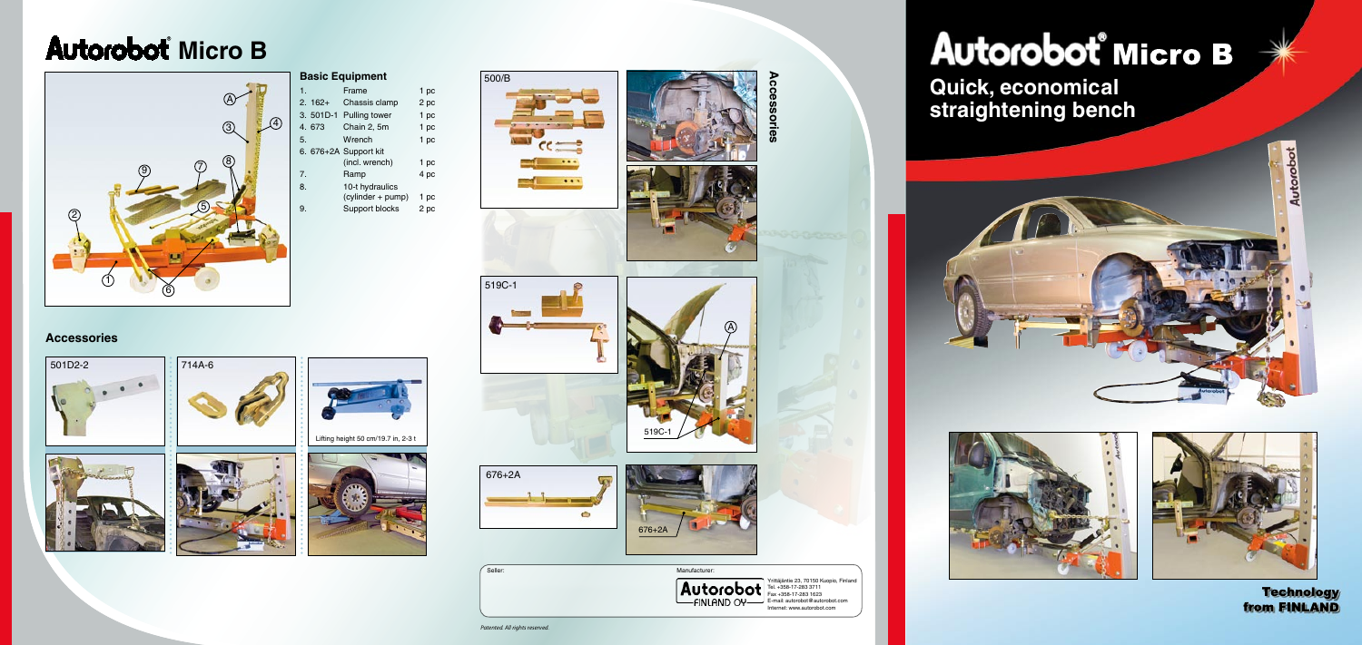# Autorobot® Micro B

## Basic Equipment

| | | | |
|---|---|---|---|
| 1. | | Frame | 1 pc |
| 2. | 162+ | Chassis clamp | 2 pc |
| 3. | 501D-1 | Pulling tower | 1 pc |
| 4. | 673 | Chain 2, 5m | 1 pc |
| 5. | | Wrench | 1 pc |
| 6. | 676+2A | Support kit (incl. wrench) | 1 pc |
| 7. | | Ramp | 4 pc |
| 8. | | 10-t hydraulics (cylinder + pump) | 1 pc |
| 9. | | Support blocks | 2 pc |

## Accessories

501D2-2

714A-6

Lifting height 50 cm/19.7 in, 2-3 t

500/B

519C-1

676+2A

Seller:

Manufacturer:

Autorobot FINLAND OY

Yrittäjäntie 23, 70150 Kuopio, Finland
Tel. +358-17-283 3711
Fax +358-17-283 1623
E-mail: autorobot@autorobot.com
Internet: www.autorobot.com

*Patented. All rights reserved.*

# Autorobot® Micro B

## Quick, economical straightening bench

**Technology from FINLAND**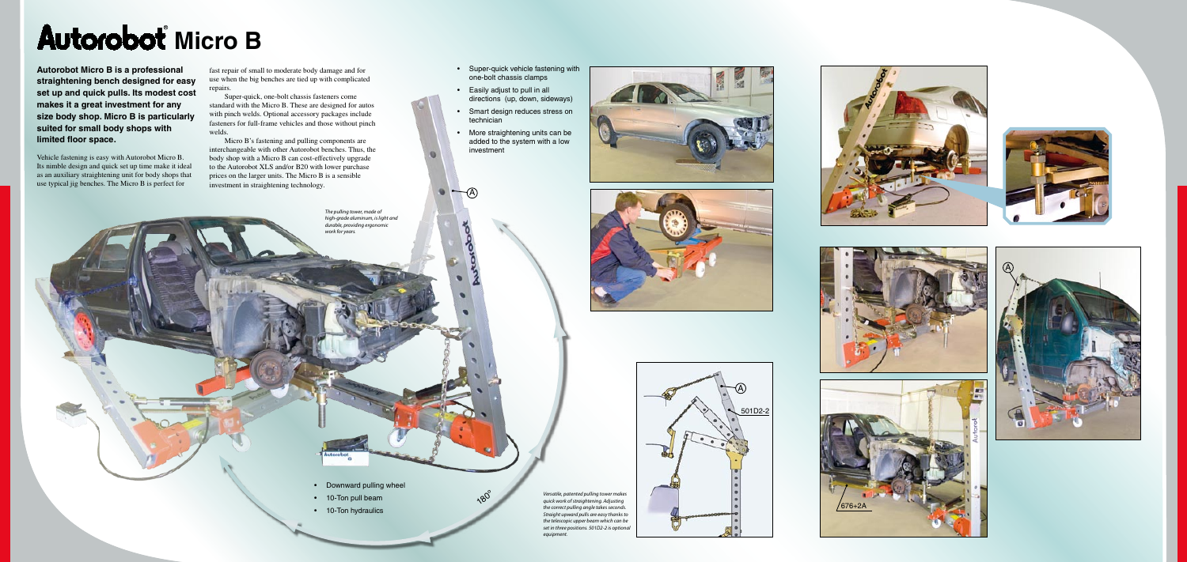# Autorobot® Micro B

**Autorobot Micro B is a professional straightening bench designed for easy set up and quick pulls. Its modest cost makes it a great investment for any size body shop. Micro B is particularly suited for small body shops with limited floor space.**

Vehicle fastening is easy with Autorobot Micro B. Its nimble design and quick set up time make it ideal as an auxiliary straightening unit for body shops that use typical jig benches. The Micro B is perfect for fast repair of small to moderate body damage and for use when the big benches are tied up with complicated repairs.

Super-quick, one-bolt chassis fasteners come standard with the Micro B. These are designed for autos with pinch welds. Optional accessory packages include fasteners for full-frame vehicles and those without pinch welds.

Micro B's fastening and pulling components are interchangeable with other Autorobot benches. Thus, the body shop with a Micro B can cost-effectively upgrade to the Autorobot XLS and/or B20 with lower purchase prices on the larger units. The Micro B is a sensible investment in straightening technology.

- Super-quick vehicle fastening with one-bolt chassis clamps
- Easily adjust to pull in all directions (up, down, sideways)
- Smart design reduces stress on technician
- More straightening units can be added to the system with a low investment

*The pulling tower, made of high-grade aluminum, is light and durable, providing ergonomic work for years.*

A

180°

- Downward pulling wheel
- 10-Ton pull beam
- 10-Ton hydraulics

*Versatile, patented pulling tower makes quick work of straightening. Adjusting the correct pulling angle takes seconds. Straight upward pulls are easy thanks to the telescopic upper beam which can be set in three positions. 501D2-2 is optional equipment.*

A

501D2-2

676+2A

A